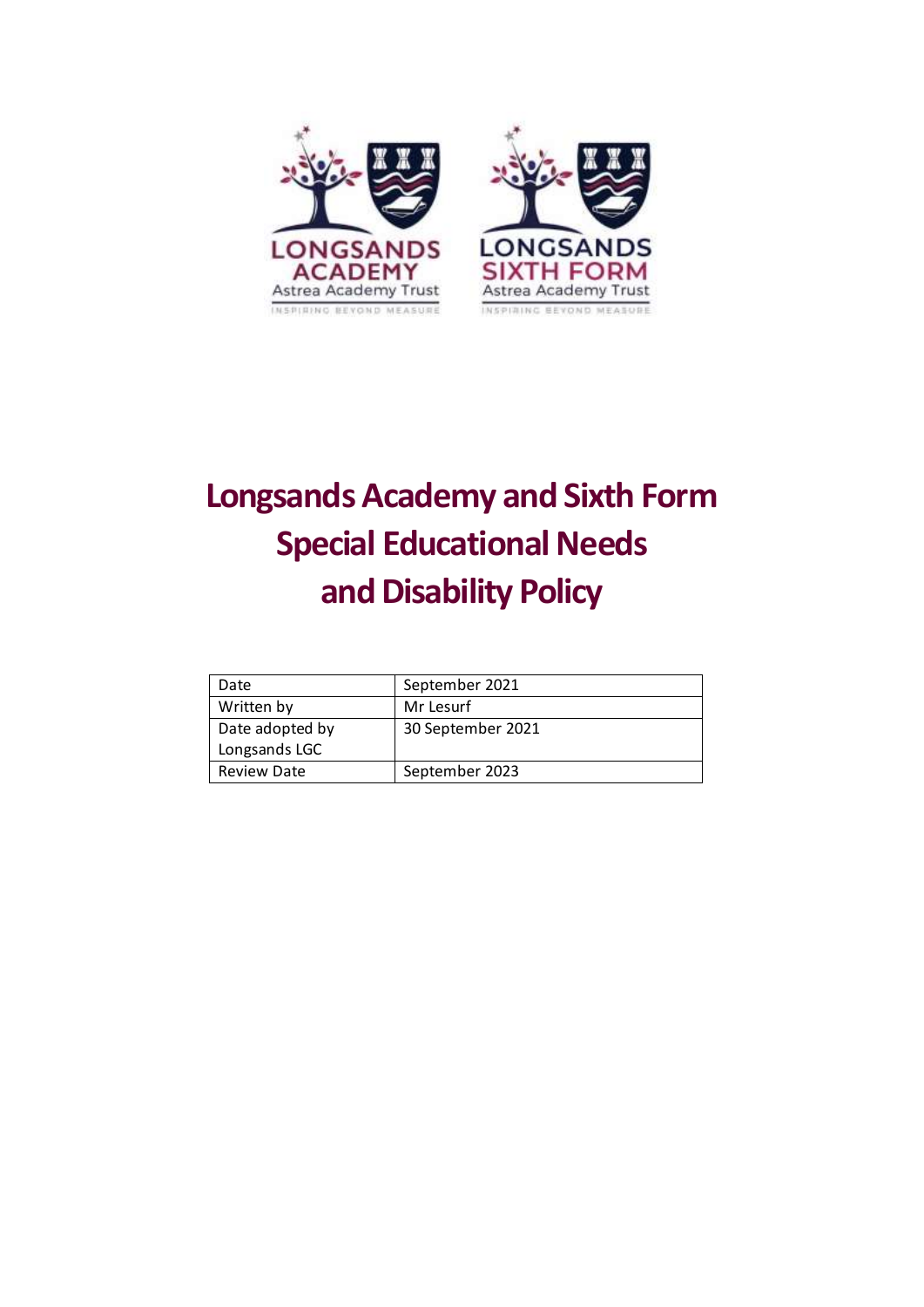LONGSANDS ACADEMY
Astrea Academy Trust
INSPIRING BEYOND MEASURE

LONGSANDS SIXTH FORM
Astrea Academy Trust
INSPIRING BEYOND MEASURE

# Longsands Academy and Sixth Form Special Educational Needs and Disability Policy

| Date | September 2021 |
| --- | --- |
| Written by | Mr Lesurf |
| Date adopted by Longsands LGC | 30 September 2021 |
| Review Date | September 2023 |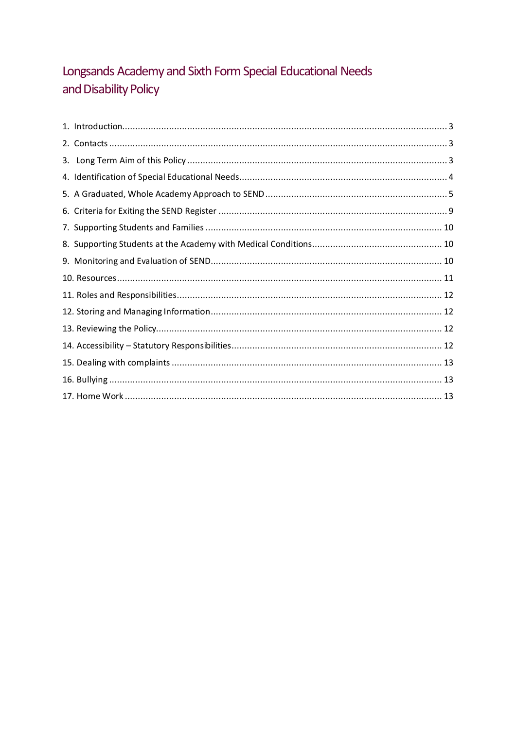# Longsands Academy and Sixth Form Special Educational Needs and Disability Policy

1. Introduction........................................................................................................................ 3
2. Contacts ............................................................................................................................ 3
3. Long Term Aim of this Policy ............................................................................................ 3
4. Identification of Special Educational Needs...................................................................... 4
5. A Graduated, Whole Academy Approach to SEND ........................................................... 5
6. Criteria for Exiting the SEND Register .............................................................................. 9
7. Supporting Students and Families .................................................................................. 10
8. Supporting Students at the Academy with Medical Conditions....................................... 10
9. Monitoring and Evaluation of SEND................................................................................ 10
10. Resources...................................................................................................................... 11
11. Roles and Responsibilities............................................................................................. 12
12. Storing and Managing Information................................................................................ 12
13. Reviewing the Policy...................................................................................................... 12
14. Accessibility – Statutory Responsibilities....................................................................... 12
15. Dealing with complaints ............................................................................................... 13
16. Bullying ......................................................................................................................... 13
17. Home Work ................................................................................................................... 13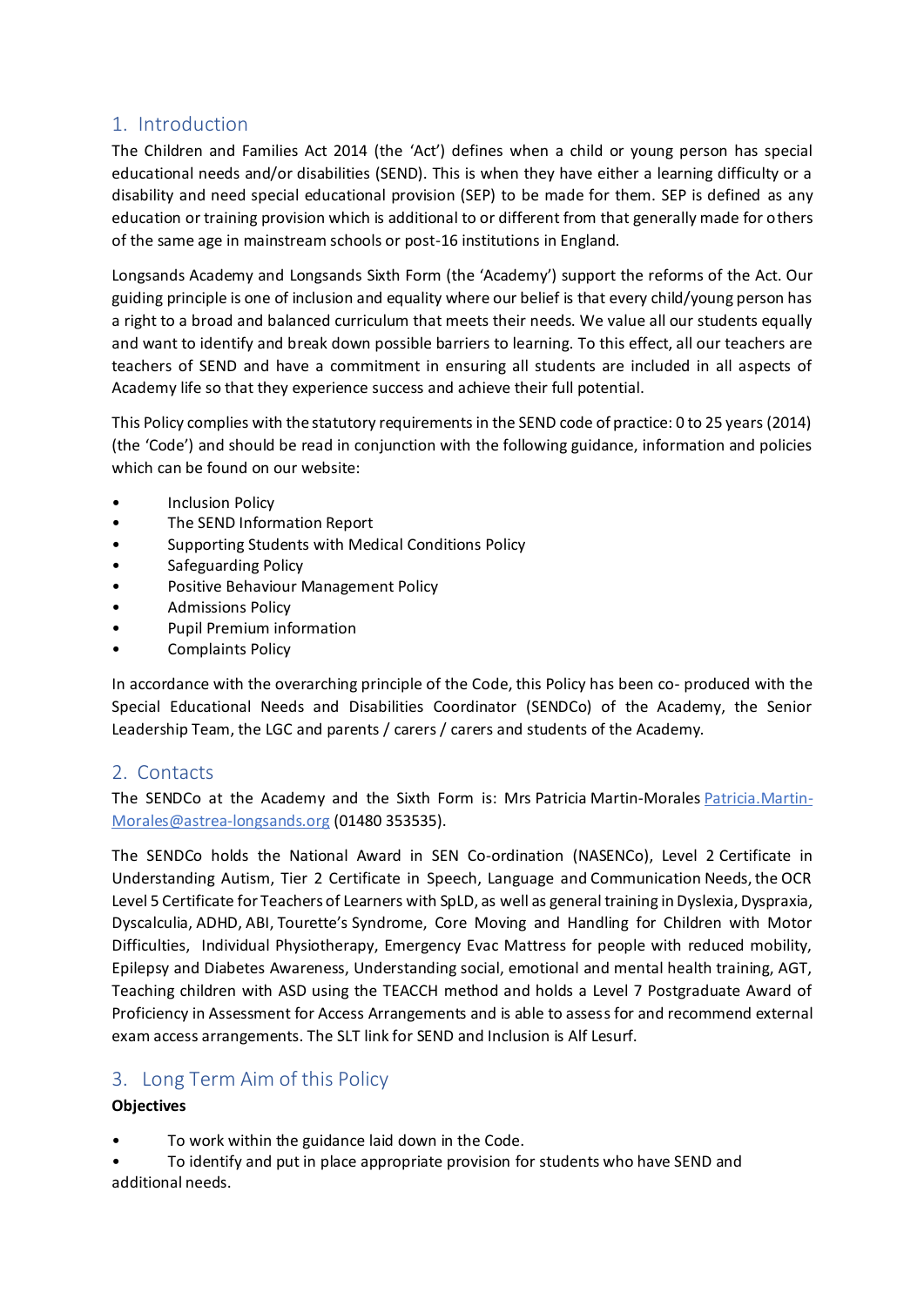## 1. Introduction

The Children and Families Act 2014 (the 'Act') defines when a child or young person has special educational needs and/or disabilities (SEND). This is when they have either a learning difficulty or a disability and need special educational provision (SEP) to be made for them. SEP is defined as any education or training provision which is additional to or different from that generally made for others of the same age in mainstream schools or post-16 institutions in England.

Longsands Academy and Longsands Sixth Form (the 'Academy') support the reforms of the Act. Our guiding principle is one of inclusion and equality where our belief is that every child/young person has a right to a broad and balanced curriculum that meets their needs. We value all our students equally and want to identify and break down possible barriers to learning. To this effect, all our teachers are teachers of SEND and have a commitment in ensuring all students are included in all aspects of Academy life so that they experience success and achieve their full potential.

This Policy complies with the statutory requirements in the SEND code of practice: 0 to 25 years (2014) (the 'Code') and should be read in conjunction with the following guidance, information and policies which can be found on our website:

- Inclusion Policy
- The SEND Information Report
- Supporting Students with Medical Conditions Policy
- Safeguarding Policy
- Positive Behaviour Management Policy
- Admissions Policy
- Pupil Premium information
- Complaints Policy

In accordance with the overarching principle of the Code, this Policy has been co- produced with the Special Educational Needs and Disabilities Coordinator (SENDCo) of the Academy, the Senior Leadership Team, the LGC and parents / carers / carers and students of the Academy.

## 2. Contacts

The SENDCo at the Academy and the Sixth Form is: Mrs Patricia Martin-Morales Patricia.Martin-Morales@astrea-longsands.org (01480 353535).

The SENDCo holds the National Award in SEN Co-ordination (NASENCo), Level 2 Certificate in Understanding Autism, Tier 2 Certificate in Speech, Language and Communication Needs, the OCR Level 5 Certificate for Teachers of Learners with SpLD, as well as general training in Dyslexia, Dyspraxia, Dyscalculia, ADHD, ABI, Tourette's Syndrome, Core Moving and Handling for Children with Motor Difficulties, Individual Physiotherapy, Emergency Evac Mattress for people with reduced mobility, Epilepsy and Diabetes Awareness, Understanding social, emotional and mental health training, AGT, Teaching children with ASD using the TEACCH method and holds a Level 7 Postgraduate Award of Proficiency in Assessment for Access Arrangements and is able to assess for and recommend external exam access arrangements. The SLT link for SEND and Inclusion is Alf Lesurf.

## 3. Long Term Aim of this Policy

**Objectives**

- To work within the guidance laid down in the Code.
- To identify and put in place appropriate provision for students who have SEND and additional needs.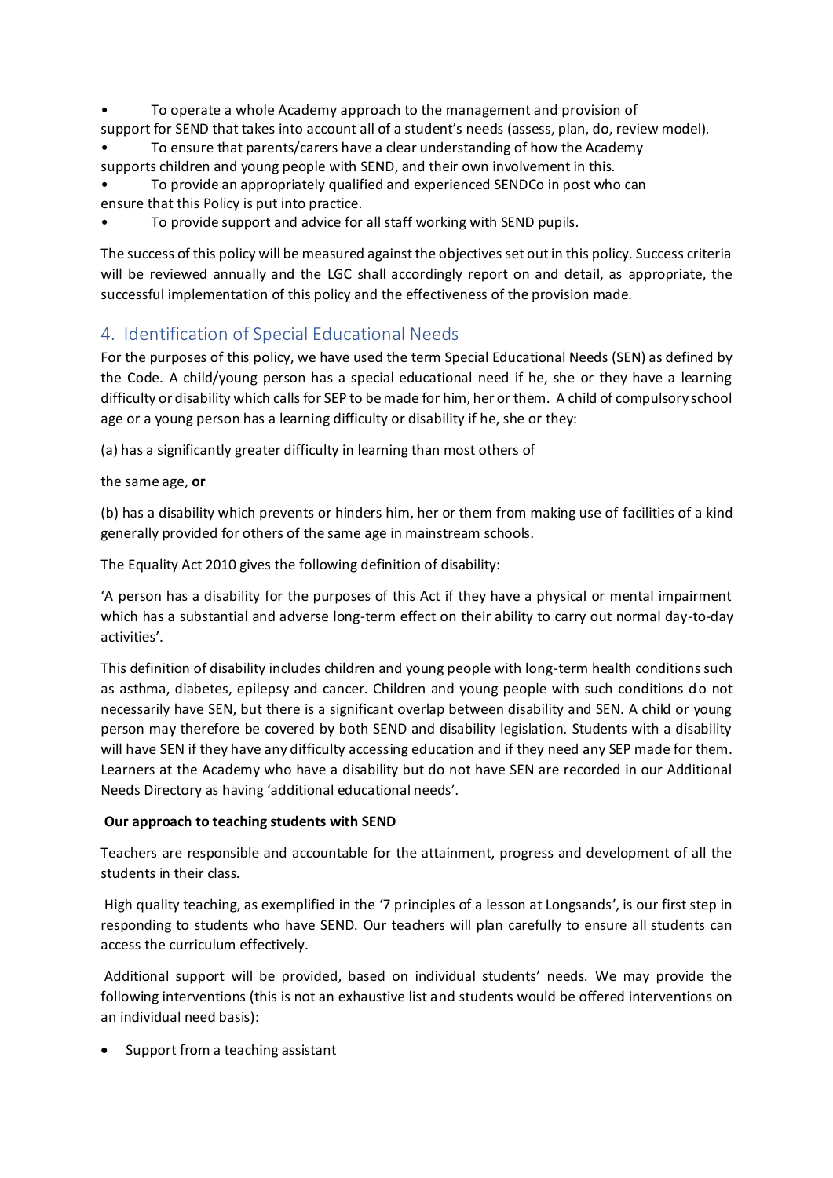- To operate a whole Academy approach to the management and provision of support for SEND that takes into account all of a student's needs (assess, plan, do, review model).
- To ensure that parents/carers have a clear understanding of how the Academy supports children and young people with SEND, and their own involvement in this.
- To provide an appropriately qualified and experienced SENDCo in post who can ensure that this Policy is put into practice.
- To provide support and advice for all staff working with SEND pupils.

The success of this policy will be measured against the objectives set out in this policy. Success criteria will be reviewed annually and the LGC shall accordingly report on and detail, as appropriate, the successful implementation of this policy and the effectiveness of the provision made.

## 4. Identification of Special Educational Needs

For the purposes of this policy, we have used the term Special Educational Needs (SEN) as defined by the Code. A child/young person has a special educational need if he, she or they have a learning difficulty or disability which calls for SEP to be made for him, her or them. A child of compulsory school age or a young person has a learning difficulty or disability if he, she or they:

(a) has a significantly greater difficulty in learning than most others of

the same age, **or**

(b) has a disability which prevents or hinders him, her or them from making use of facilities of a kind generally provided for others of the same age in mainstream schools.

The Equality Act 2010 gives the following definition of disability:

'A person has a disability for the purposes of this Act if they have a physical or mental impairment which has a substantial and adverse long-term effect on their ability to carry out normal day-to-day activities'.

This definition of disability includes children and young people with long-term health conditions such as asthma, diabetes, epilepsy and cancer. Children and young people with such conditions do not necessarily have SEN, but there is a significant overlap between disability and SEN. A child or young person may therefore be covered by both SEND and disability legislation. Students with a disability will have SEN if they have any difficulty accessing education and if they need any SEP made for them. Learners at the Academy who have a disability but do not have SEN are recorded in our Additional Needs Directory as having 'additional educational needs'.

**Our approach to teaching students with SEND**

Teachers are responsible and accountable for the attainment, progress and development of all the students in their class.

High quality teaching, as exemplified in the '7 principles of a lesson at Longsands', is our first step in responding to students who have SEND. Our teachers will plan carefully to ensure all students can access the curriculum effectively.

Additional support will be provided, based on individual students' needs. We may provide the following interventions (this is not an exhaustive list and students would be offered interventions on an individual need basis):

- Support from a teaching assistant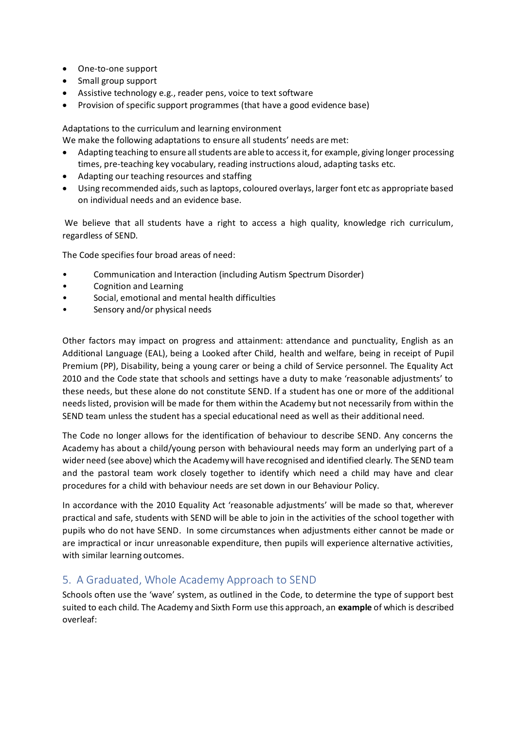- One-to-one support
- Small group support
- Assistive technology e.g., reader pens, voice to text software
- Provision of specific support programmes (that have a good evidence base)

Adaptations to the curriculum and learning environment

We make the following adaptations to ensure all students' needs are met:

- Adapting teaching to ensure all students are able to access it, for example, giving longer processing times, pre-teaching key vocabulary, reading instructions aloud, adapting tasks etc.
- Adapting our teaching resources and staffing
- Using recommended aids, such as laptops, coloured overlays, larger font etc as appropriate based on individual needs and an evidence base.

We believe that all students have a right to access a high quality, knowledge rich curriculum, regardless of SEND.

The Code specifies four broad areas of need:

- Communication and Interaction (including Autism Spectrum Disorder)
- Cognition and Learning
- Social, emotional and mental health difficulties
- Sensory and/or physical needs

Other factors may impact on progress and attainment: attendance and punctuality, English as an Additional Language (EAL), being a Looked after Child, health and welfare, being in receipt of Pupil Premium (PP), Disability, being a young carer or being a child of Service personnel. The Equality Act 2010 and the Code state that schools and settings have a duty to make 'reasonable adjustments' to these needs, but these alone do not constitute SEND. If a student has one or more of the additional needs listed, provision will be made for them within the Academy but not necessarily from within the SEND team unless the student has a special educational need as well as their additional need.

The Code no longer allows for the identification of behaviour to describe SEND. Any concerns the Academy has about a child/young person with behavioural needs may form an underlying part of a wider need (see above) which the Academy will have recognised and identified clearly. The SEND team and the pastoral team work closely together to identify which need a child may have and clear procedures for a child with behaviour needs are set down in our Behaviour Policy.

In accordance with the 2010 Equality Act 'reasonable adjustments' will be made so that, wherever practical and safe, students with SEND will be able to join in the activities of the school together with pupils who do not have SEND. In some circumstances when adjustments either cannot be made or are impractical or incur unreasonable expenditure, then pupils will experience alternative activities, with similar learning outcomes.

## 5. A Graduated, Whole Academy Approach to SEND

Schools often use the 'wave' system, as outlined in the Code, to determine the type of support best suited to each child. The Academy and Sixth Form use this approach, an **example** of which is described overleaf: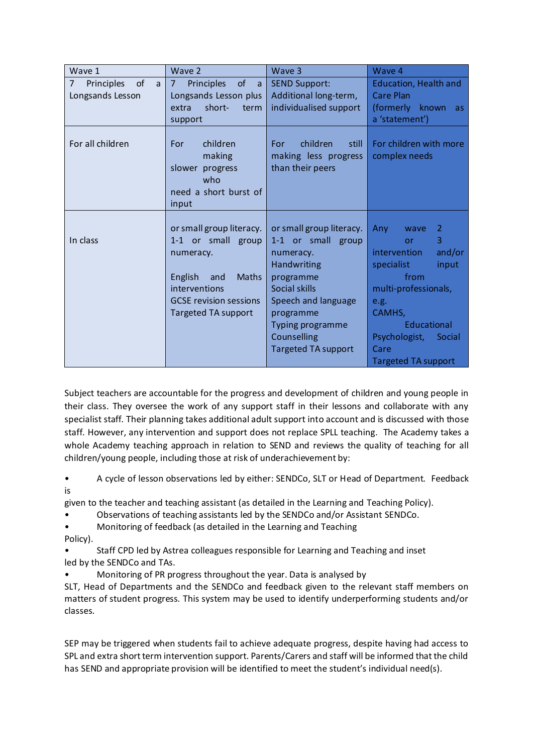| Wave 1 | Wave 2 | Wave 3 | Wave 4 |
|---|---|---|---|
| 7 Principles of a Longsands Lesson | 7 Principles of a Longsands Lesson plus extra short- term support | SEND Support: Additional long-term, individualised support | Education, Health and Care Plan (formerly known as a 'statement') |
| For all children | For children making slower progress who need a short burst of input | For children still making less progress than their peers | For children with more complex needs |
| In class | or small group literacy. 1-1 or small group numeracy.<br><br>English and Maths interventions<br>GCSE revision sessions<br>Targeted TA support | or small group literacy. 1-1 or small group numeracy.<br>Handwriting programme<br>Social skills<br>Speech and language programme<br>Typing programme<br>Counselling<br>Targeted TA support | Any wave 2 or 3 intervention and/or specialist input from multi-professionals, e.g. CAMHS, Educational Psychologist, Social Care<br>Targeted TA support |

Subject teachers are accountable for the progress and development of children and young people in their class. They oversee the work of any support staff in their lessons and collaborate with any specialist staff. Their planning takes additional adult support into account and is discussed with those staff. However, any intervention and support does not replace SPLL teaching. The Academy takes a whole Academy teaching approach in relation to SEND and reviews the quality of teaching for all children/young people, including those at risk of underachievement by:

- A cycle of lesson observations led by either: SENDCo, SLT or Head of Department. Feedback is given to the teacher and teaching assistant (as detailed in the Learning and Teaching Policy).
- Observations of teaching assistants led by the SENDCo and/or Assistant SENDCo.
- Monitoring of feedback (as detailed in the Learning and Teaching Policy).
- Staff CPD led by Astrea colleagues responsible for Learning and Teaching and inset led by the SENDCo and TAs.
- Monitoring of PR progress throughout the year. Data is analysed by SLT, Head of Departments and the SENDCo and feedback given to the relevant staff members on matters of student progress. This system may be used to identify underperforming students and/or classes.

SEP may be triggered when students fail to achieve adequate progress, despite having had access to SPL and extra short term intervention support. Parents/Carers and staff will be informed that the child has SEND and appropriate provision will be identified to meet the student's individual need(s).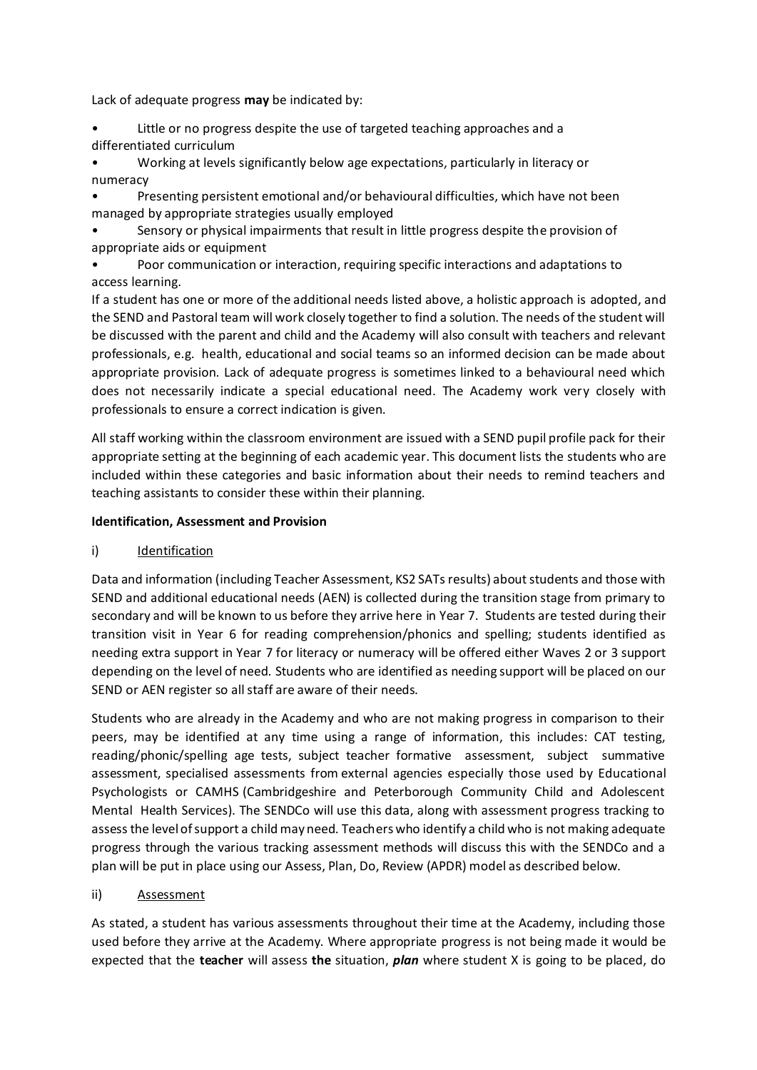Lack of adequate progress **may** be indicated by:

- Little or no progress despite the use of targeted teaching approaches and a differentiated curriculum
- Working at levels significantly below age expectations, particularly in literacy or numeracy
- Presenting persistent emotional and/or behavioural difficulties, which have not been managed by appropriate strategies usually employed
- Sensory or physical impairments that result in little progress despite the provision of appropriate aids or equipment
- Poor communication or interaction, requiring specific interactions and adaptations to access learning.

If a student has one or more of the additional needs listed above, a holistic approach is adopted, and the SEND and Pastoral team will work closely together to find a solution. The needs of the student will be discussed with the parent and child and the Academy will also consult with teachers and relevant professionals, e.g. health, educational and social teams so an informed decision can be made about appropriate provision. Lack of adequate progress is sometimes linked to a behavioural need which does not necessarily indicate a special educational need. The Academy work very closely with professionals to ensure a correct indication is given.

All staff working within the classroom environment are issued with a SEND pupil profile pack for their appropriate setting at the beginning of each academic year. This document lists the students who are included within these categories and basic information about their needs to remind teachers and teaching assistants to consider these within their planning.

**Identification, Assessment and Provision**

i) <u>Identification</u>

Data and information (including Teacher Assessment, KS2 SATs results) about students and those with SEND and additional educational needs (AEN) is collected during the transition stage from primary to secondary and will be known to us before they arrive here in Year 7. Students are tested during their transition visit in Year 6 for reading comprehension/phonics and spelling; students identified as needing extra support in Year 7 for literacy or numeracy will be offered either Waves 2 or 3 support depending on the level of need. Students who are identified as needing support will be placed on our SEND or AEN register so all staff are aware of their needs.

Students who are already in the Academy and who are not making progress in comparison to their peers, may be identified at any time using a range of information, this includes: CAT testing, reading/phonic/spelling age tests, subject teacher formative assessment, subject summative assessment, specialised assessments from external agencies especially those used by Educational Psychologists or CAMHS (Cambridgeshire and Peterborough Community Child and Adolescent Mental Health Services). The SENDCo will use this data, along with assessment progress tracking to assess the level of support a child may need. Teachers who identify a child who is not making adequate progress through the various tracking assessment methods will discuss this with the SENDCo and a plan will be put in place using our Assess, Plan, Do, Review (APDR) model as described below.

ii) <u>Assessment</u>

As stated, a student has various assessments throughout their time at the Academy, including those used before they arrive at the Academy. Where appropriate progress is not being made it would be expected that the **teacher** will assess **the** situation, ***plan*** where student X is going to be placed, do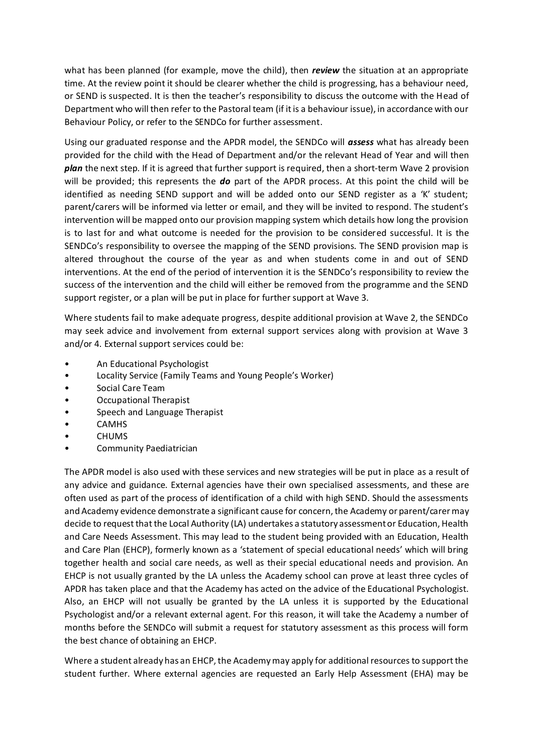what has been planned (for example, move the child), then ***review*** the situation at an appropriate time. At the review point it should be clearer whether the child is progressing, has a behaviour need, or SEND is suspected. It is then the teacher's responsibility to discuss the outcome with the Head of Department who will then refer to the Pastoral team (if it is a behaviour issue), in accordance with our Behaviour Policy, or refer to the SENDCo for further assessment.

Using our graduated response and the APDR model, the SENDCo will ***assess*** what has already been provided for the child with the Head of Department and/or the relevant Head of Year and will then ***plan*** the next step. If it is agreed that further support is required, then a short-term Wave 2 provision will be provided; this represents the ***do*** part of the APDR process. At this point the child will be identified as needing SEND support and will be added onto our SEND register as a 'K' student; parent/carers will be informed via letter or email, and they will be invited to respond. The student's intervention will be mapped onto our provision mapping system which details how long the provision is to last for and what outcome is needed for the provision to be considered successful. It is the SENDCo's responsibility to oversee the mapping of the SEND provisions. The SEND provision map is altered throughout the course of the year as and when students come in and out of SEND interventions. At the end of the period of intervention it is the SENDCo's responsibility to review the success of the intervention and the child will either be removed from the programme and the SEND support register, or a plan will be put in place for further support at Wave 3.

Where students fail to make adequate progress, despite additional provision at Wave 2, the SENDCo may seek advice and involvement from external support services along with provision at Wave 3 and/or 4. External support services could be:

- An Educational Psychologist
- Locality Service (Family Teams and Young People's Worker)
- Social Care Team
- Occupational Therapist
- Speech and Language Therapist
- CAMHS
- CHUMS
- Community Paediatrician

The APDR model is also used with these services and new strategies will be put in place as a result of any advice and guidance. External agencies have their own specialised assessments, and these are often used as part of the process of identification of a child with high SEND. Should the assessments and Academy evidence demonstrate a significant cause for concern, the Academy or parent/carer may decide to request that the Local Authority (LA) undertakes a statutory assessment or Education, Health and Care Needs Assessment. This may lead to the student being provided with an Education, Health and Care Plan (EHCP), formerly known as a 'statement of special educational needs' which will bring together health and social care needs, as well as their special educational needs and provision. An EHCP is not usually granted by the LA unless the Academy school can prove at least three cycles of APDR has taken place and that the Academy has acted on the advice of the Educational Psychologist. Also, an EHCP will not usually be granted by the LA unless it is supported by the Educational Psychologist and/or a relevant external agent. For this reason, it will take the Academy a number of months before the SENDCo will submit a request for statutory assessment as this process will form the best chance of obtaining an EHCP.

Where a student already has an EHCP, the Academy may apply for additional resources to support the student further. Where external agencies are requested an Early Help Assessment (EHA) may be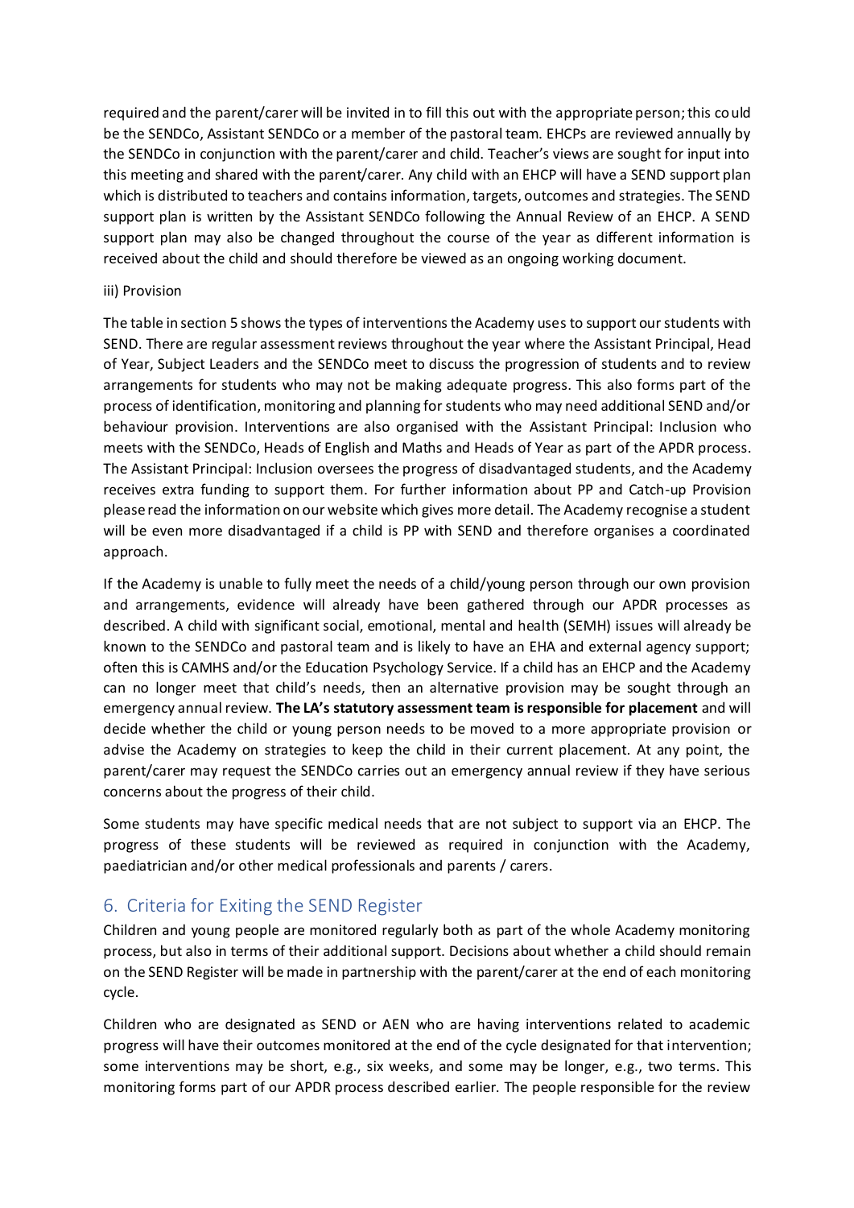required and the parent/carer will be invited in to fill this out with the appropriate person; this could be the SENDCo, Assistant SENDCo or a member of the pastoral team. EHCPs are reviewed annually by the SENDCo in conjunction with the parent/carer and child. Teacher's views are sought for input into this meeting and shared with the parent/carer. Any child with an EHCP will have a SEND support plan which is distributed to teachers and contains information, targets, outcomes and strategies. The SEND support plan is written by the Assistant SENDCo following the Annual Review of an EHCP. A SEND support plan may also be changed throughout the course of the year as different information is received about the child and should therefore be viewed as an ongoing working document.

iii) Provision

The table in section 5 shows the types of interventions the Academy uses to support our students with SEND. There are regular assessment reviews throughout the year where the Assistant Principal, Head of Year, Subject Leaders and the SENDCo meet to discuss the progression of students and to review arrangements for students who may not be making adequate progress. This also forms part of the process of identification, monitoring and planning for students who may need additional SEND and/or behaviour provision. Interventions are also organised with the Assistant Principal: Inclusion who meets with the SENDCo, Heads of English and Maths and Heads of Year as part of the APDR process. The Assistant Principal: Inclusion oversees the progress of disadvantaged students, and the Academy receives extra funding to support them. For further information about PP and Catch-up Provision please read the information on our website which gives more detail. The Academy recognise a student will be even more disadvantaged if a child is PP with SEND and therefore organises a coordinated approach.

If the Academy is unable to fully meet the needs of a child/young person through our own provision and arrangements, evidence will already have been gathered through our APDR processes as described. A child with significant social, emotional, mental and health (SEMH) issues will already be known to the SENDCo and pastoral team and is likely to have an EHA and external agency support; often this is CAMHS and/or the Education Psychology Service. If a child has an EHCP and the Academy can no longer meet that child's needs, then an alternative provision may be sought through an emergency annual review. **The LA's statutory assessment team is responsible for placement** and will decide whether the child or young person needs to be moved to a more appropriate provision or advise the Academy on strategies to keep the child in their current placement. At any point, the parent/carer may request the SENDCo carries out an emergency annual review if they have serious concerns about the progress of their child.

Some students may have specific medical needs that are not subject to support via an EHCP. The progress of these students will be reviewed as required in conjunction with the Academy, paediatrician and/or other medical professionals and parents / carers.

## 6. Criteria for Exiting the SEND Register

Children and young people are monitored regularly both as part of the whole Academy monitoring process, but also in terms of their additional support. Decisions about whether a child should remain on the SEND Register will be made in partnership with the parent/carer at the end of each monitoring cycle.

Children who are designated as SEND or AEN who are having interventions related to academic progress will have their outcomes monitored at the end of the cycle designated for that intervention; some interventions may be short, e.g., six weeks, and some may be longer, e.g., two terms. This monitoring forms part of our APDR process described earlier. The people responsible for the review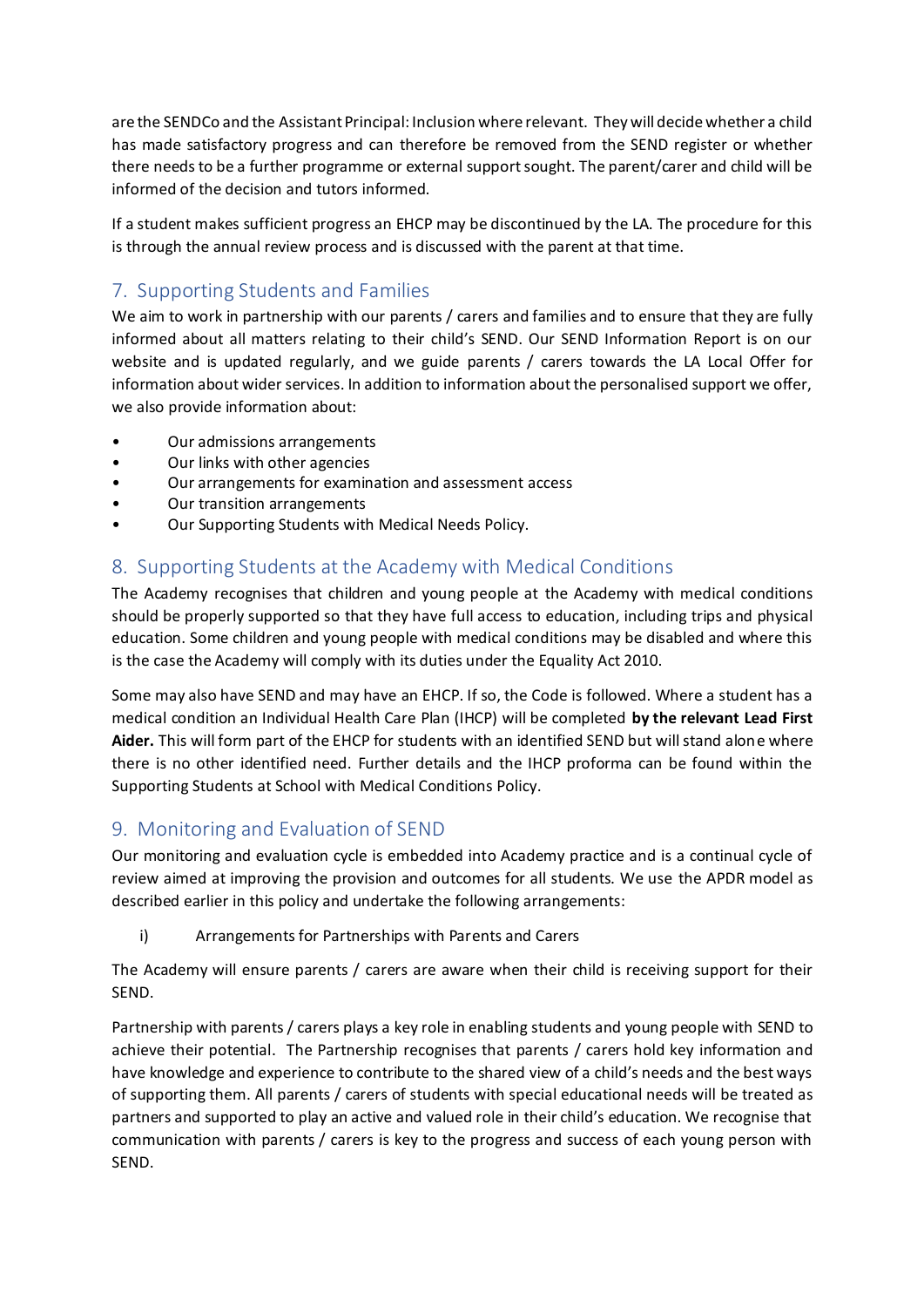are the SENDCo and the Assistant Principal: Inclusion where relevant. They will decide whether a child has made satisfactory progress and can therefore be removed from the SEND register or whether there needs to be a further programme or external support sought. The parent/carer and child will be informed of the decision and tutors informed.

If a student makes sufficient progress an EHCP may be discontinued by the LA. The procedure for this is through the annual review process and is discussed with the parent at that time.

## 7. Supporting Students and Families

We aim to work in partnership with our parents / carers and families and to ensure that they are fully informed about all matters relating to their child's SEND. Our SEND Information Report is on our website and is updated regularly, and we guide parents / carers towards the LA Local Offer for information about wider services. In addition to information about the personalised support we offer, we also provide information about:

- Our admissions arrangements
- Our links with other agencies
- Our arrangements for examination and assessment access
- Our transition arrangements
- Our Supporting Students with Medical Needs Policy.

## 8. Supporting Students at the Academy with Medical Conditions

The Academy recognises that children and young people at the Academy with medical conditions should be properly supported so that they have full access to education, including trips and physical education. Some children and young people with medical conditions may be disabled and where this is the case the Academy will comply with its duties under the Equality Act 2010.

Some may also have SEND and may have an EHCP. If so, the Code is followed. Where a student has a medical condition an Individual Health Care Plan (IHCP) will be completed **by the relevant Lead First Aider.** This will form part of the EHCP for students with an identified SEND but will stand alone where there is no other identified need. Further details and the IHCP proforma can be found within the Supporting Students at School with Medical Conditions Policy.

## 9. Monitoring and Evaluation of SEND

Our monitoring and evaluation cycle is embedded into Academy practice and is a continual cycle of review aimed at improving the provision and outcomes for all students. We use the APDR model as described earlier in this policy and undertake the following arrangements:

i) Arrangements for Partnerships with Parents and Carers

The Academy will ensure parents / carers are aware when their child is receiving support for their SEND.

Partnership with parents / carers plays a key role in enabling students and young people with SEND to achieve their potential. The Partnership recognises that parents / carers hold key information and have knowledge and experience to contribute to the shared view of a child's needs and the best ways of supporting them. All parents / carers of students with special educational needs will be treated as partners and supported to play an active and valued role in their child's education. We recognise that communication with parents / carers is key to the progress and success of each young person with SEND.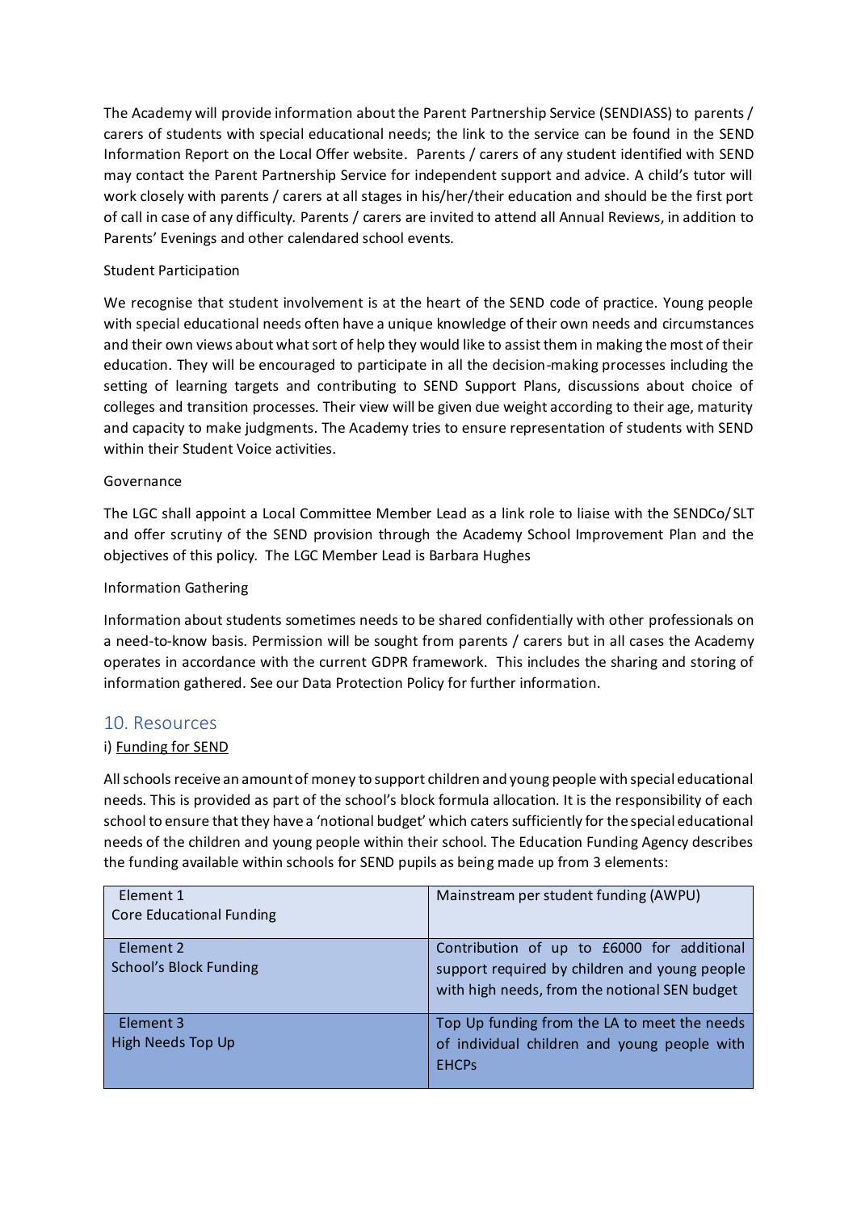The Academy will provide information about the Parent Partnership Service (SENDIASS) to parents / carers of students with special educational needs; the link to the service can be found in the SEND Information Report on the Local Offer website. Parents / carers of any student identified with SEND may contact the Parent Partnership Service for independent support and advice. A child's tutor will work closely with parents / carers at all stages in his/her/their education and should be the first port of call in case of any difficulty. Parents / carers are invited to attend all Annual Reviews, in addition to Parents' Evenings and other calendared school events.

Student Participation

We recognise that student involvement is at the heart of the SEND code of practice. Young people with special educational needs often have a unique knowledge of their own needs and circumstances and their own views about what sort of help they would like to assist them in making the most of their education. They will be encouraged to participate in all the decision-making processes including the setting of learning targets and contributing to SEND Support Plans, discussions about choice of colleges and transition processes. Their view will be given due weight according to their age, maturity and capacity to make judgments. The Academy tries to ensure representation of students with SEND within their Student Voice activities.

Governance

The LGC shall appoint a Local Committee Member Lead as a link role to liaise with the SENDCo/ SLT and offer scrutiny of the SEND provision through the Academy School Improvement Plan and the objectives of this policy. The LGC Member Lead is Barbara Hughes

Information Gathering

Information about students sometimes needs to be shared confidentially with other professionals on a need-to-know basis. Permission will be sought from parents / carers but in all cases the Academy operates in accordance with the current GDPR framework. This includes the sharing and storing of information gathered. See our Data Protection Policy for further information.

## 10. Resources

i) Funding for SEND

All schools receive an amount of money to support children and young people with special educational needs. This is provided as part of the school's block formula allocation. It is the responsibility of each school to ensure that they have a 'notional budget' which caters sufficiently for the special educational needs of the children and young people within their school. The Education Funding Agency describes the funding available within schools for SEND pupils as being made up from 3 elements:

| Element | Description |
|---|---|
| Element 1<br>Core Educational Funding | Mainstream per student funding (AWPU) |
| Element 2<br>School's Block Funding | Contribution of up to £6000 for additional support required by children and young people with high needs, from the notional SEN budget |
| Element 3<br>High Needs Top Up | Top Up funding from the LA to meet the needs of individual children and young people with EHCPs |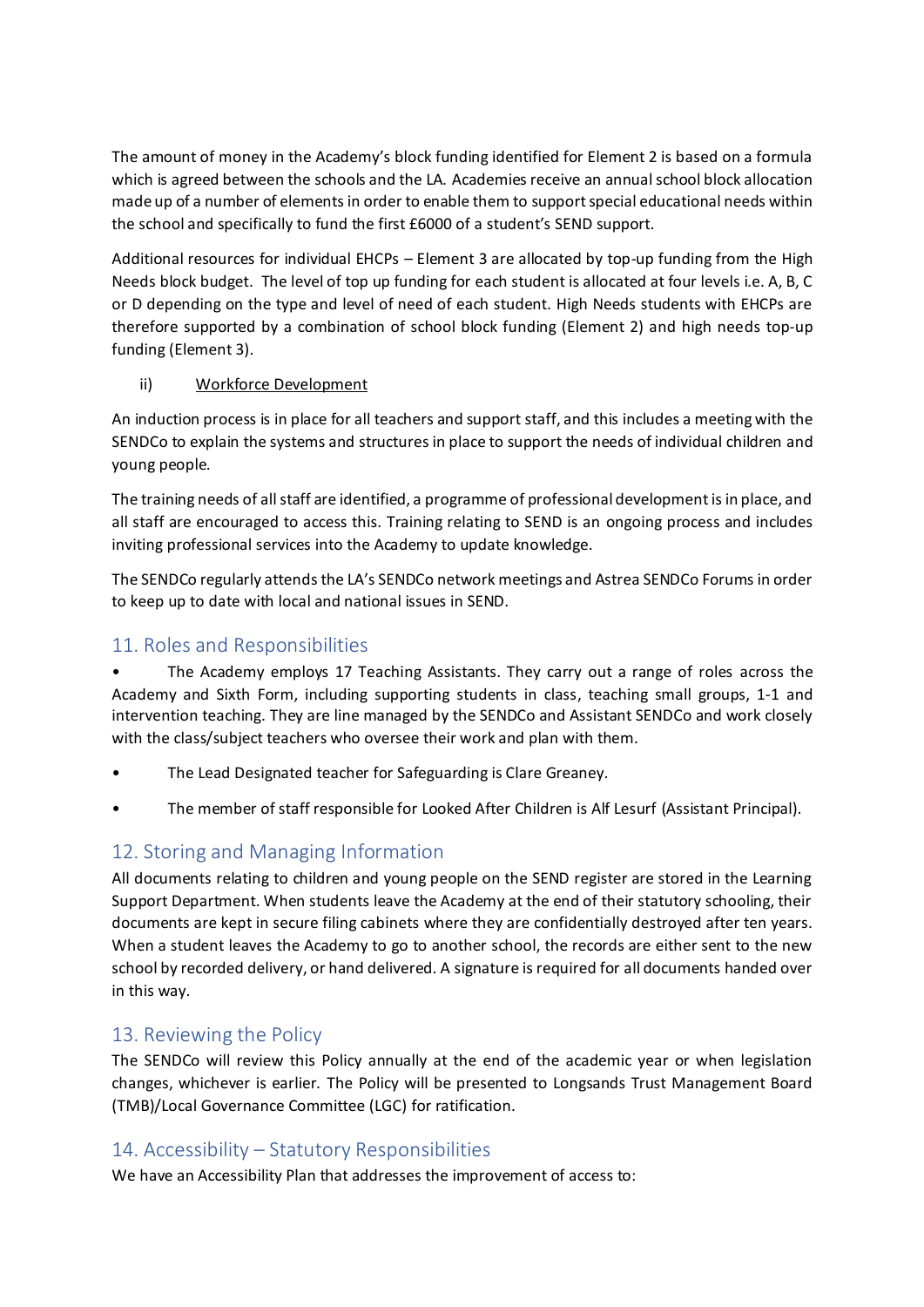The amount of money in the Academy's block funding identified for Element 2 is based on a formula which is agreed between the schools and the LA. Academies receive an annual school block allocation made up of a number of elements in order to enable them to support special educational needs within the school and specifically to fund the first £6000 of a student's SEND support.

Additional resources for individual EHCPs – Element 3 are allocated by top-up funding from the High Needs block budget. The level of top up funding for each student is allocated at four levels i.e. A, B, C or D depending on the type and level of need of each student. High Needs students with EHCPs are therefore supported by a combination of school block funding (Element 2) and high needs top-up funding (Element 3).

ii) <u>Workforce Development</u>

An induction process is in place for all teachers and support staff, and this includes a meeting with the SENDCo to explain the systems and structures in place to support the needs of individual children and young people.

The training needs of all staff are identified, a programme of professional development is in place, and all staff are encouraged to access this. Training relating to SEND is an ongoing process and includes inviting professional services into the Academy to update knowledge.

The SENDCo regularly attends the LA's SENDCo network meetings and Astrea SENDCo Forums in order to keep up to date with local and national issues in SEND.

## 11. Roles and Responsibilities

- The Academy employs 17 Teaching Assistants. They carry out a range of roles across the Academy and Sixth Form, including supporting students in class, teaching small groups, 1-1 and intervention teaching. They are line managed by the SENDCo and Assistant SENDCo and work closely with the class/subject teachers who oversee their work and plan with them.
- The Lead Designated teacher for Safeguarding is Clare Greaney.
- The member of staff responsible for Looked After Children is Alf Lesurf (Assistant Principal).

## 12. Storing and Managing Information

All documents relating to children and young people on the SEND register are stored in the Learning Support Department. When students leave the Academy at the end of their statutory schooling, their documents are kept in secure filing cabinets where they are confidentially destroyed after ten years. When a student leaves the Academy to go to another school, the records are either sent to the new school by recorded delivery, or hand delivered. A signature is required for all documents handed over in this way.

## 13. Reviewing the Policy

The SENDCo will review this Policy annually at the end of the academic year or when legislation changes, whichever is earlier. The Policy will be presented to Longsands Trust Management Board (TMB)/Local Governance Committee (LGC) for ratification.

## 14. Accessibility – Statutory Responsibilities

We have an Accessibility Plan that addresses the improvement of access to: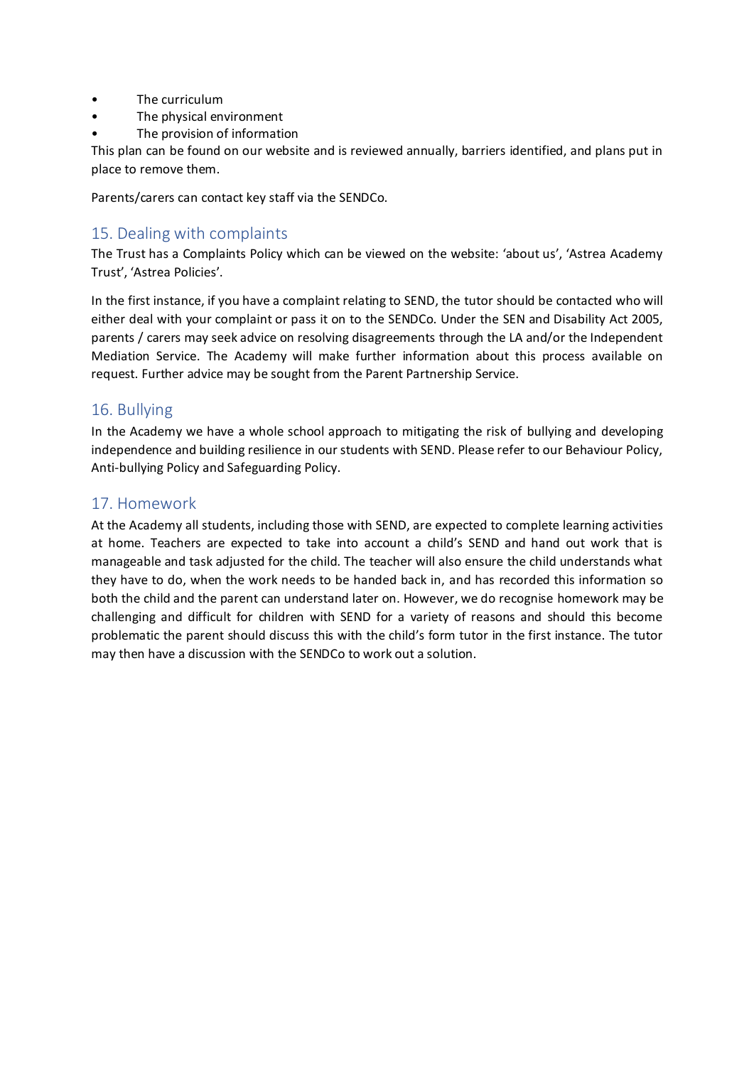- The curriculum
- The physical environment
- The provision of information

This plan can be found on our website and is reviewed annually, barriers identified, and plans put in place to remove them.

Parents/carers can contact key staff via the SENDCo.

## 15. Dealing with complaints

The Trust has a Complaints Policy which can be viewed on the website: 'about us', 'Astrea Academy Trust', 'Astrea Policies'.

In the first instance, if you have a complaint relating to SEND, the tutor should be contacted who will either deal with your complaint or pass it on to the SENDCo. Under the SEN and Disability Act 2005, parents / carers may seek advice on resolving disagreements through the LA and/or the Independent Mediation Service. The Academy will make further information about this process available on request. Further advice may be sought from the Parent Partnership Service.

## 16. Bullying

In the Academy we have a whole school approach to mitigating the risk of bullying and developing independence and building resilience in our students with SEND. Please refer to our Behaviour Policy, Anti-bullying Policy and Safeguarding Policy.

## 17. Homework

At the Academy all students, including those with SEND, are expected to complete learning activities at home. Teachers are expected to take into account a child's SEND and hand out work that is manageable and task adjusted for the child. The teacher will also ensure the child understands what they have to do, when the work needs to be handed back in, and has recorded this information so both the child and the parent can understand later on. However, we do recognise homework may be challenging and difficult for children with SEND for a variety of reasons and should this become problematic the parent should discuss this with the child's form tutor in the first instance. The tutor may then have a discussion with the SENDCo to work out a solution.